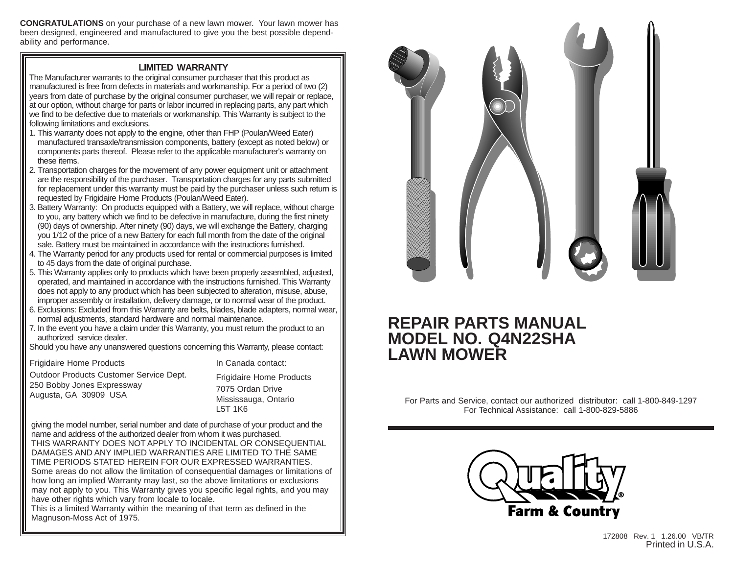**CONGRATULATIONS** on your purchase of a new lawn mower. Your lawn mower has been designed, engineered and manufactured to give you the best possible dependability and performance.

## LIMITED WARRANTY

The Manufacturer warrants to the original consumer purchaser that this product as manufactured is free from defects in materials and workmanship. For a period of two (2) years from date of purchase by the original consumer purchaser, we will repair or replace, at our option, without charge for parts or labor incurred in replacing parts, any part which we find to be defective due to materials or workmanship. This Warranty is subject to the following limitations and exclusions.

1. This warranty does not apply to the engine, other than FHP (Poulan/Weed Eater) manufactured transaxle/transmission components, battery (except as noted below) or components parts thereof. Please refer to the applicable manufacturer's warranty on these items.
2. Transportation charges for the movement of any power equipment unit or attachment are the responsibility of the purchaser. Transportation charges for any parts submitted for replacement under this warranty must be paid by the purchaser unless such return is requested by Frigidaire Home Products (Poulan/Weed Eater).
3. Battery Warranty: On products equipped with a Battery, we will replace, without charge to you, any battery which we find to be defective in manufacture, during the first ninety (90) days of ownership. After ninety (90) days, we will exchange the Battery, charging you 1/12 of the price of a new Battery for each full month from the date of the original sale. Battery must be maintained in accordance with the instructions furnished.
4. The Warranty period for any products used for rental or commercial purposes is limited to 45 days from the date of original purchase.
5. This Warranty applies only to products which have been properly assembled, adjusted, operated, and maintained in accordance with the instructions furnished. This Warranty does not apply to any product which has been subjected to alteration, misuse, abuse, improper assembly or installation, delivery damage, or to normal wear of the product.
6. Exclusions: Excluded from this Warranty are belts, blades, blade adapters, normal wear, normal adjustments, standard hardware and normal maintenance.
7. In the event you have a claim under this Warranty, you must return the product to an authorized service dealer.

Should you have any unanswered questions concerning this Warranty, please contact:

Frigidaire Home Products
Outdoor Products Customer Service Dept.
250 Bobby Jones Expressway
Augusta, GA 30909 USA

In Canada contact:
Frigidaire Home Products
7075 Ordan Drive
Mississauga, Ontario
L5T 1K6

giving the model number, serial number and date of purchase of your product and the name and address of the authorized dealer from whom it was purchased.
THIS WARRANTY DOES NOT APPLY TO INCIDENTAL OR CONSEQUENTIAL DAMAGES AND ANY IMPLIED WARRANTIES ARE LIMITED TO THE SAME TIME PERIODS STATED HEREIN FOR OUR EXPRESSED WARRANTIES.
Some areas do not allow the limitation of consequential damages or limitations of how long an implied Warranty may last, so the above limitations or exclusions may not apply to you. This Warranty gives you specific legal rights, and you may have other rights which vary from locale to locale.
This is a limited Warranty within the meaning of that term as defined in the Magnuson-Moss Act of 1975.

# REPAIR PARTS MANUAL
# MODEL NO. Q4N22SHA
# LAWN MOWER

For Parts and Service, contact our authorized distributor: call 1-800-849-1297
For Technical Assistance: call 1-800-829-5886

**Quality® Farm & Country**

172808 Rev. 1 1.26.00 VB/TR
Printed in U.S.A.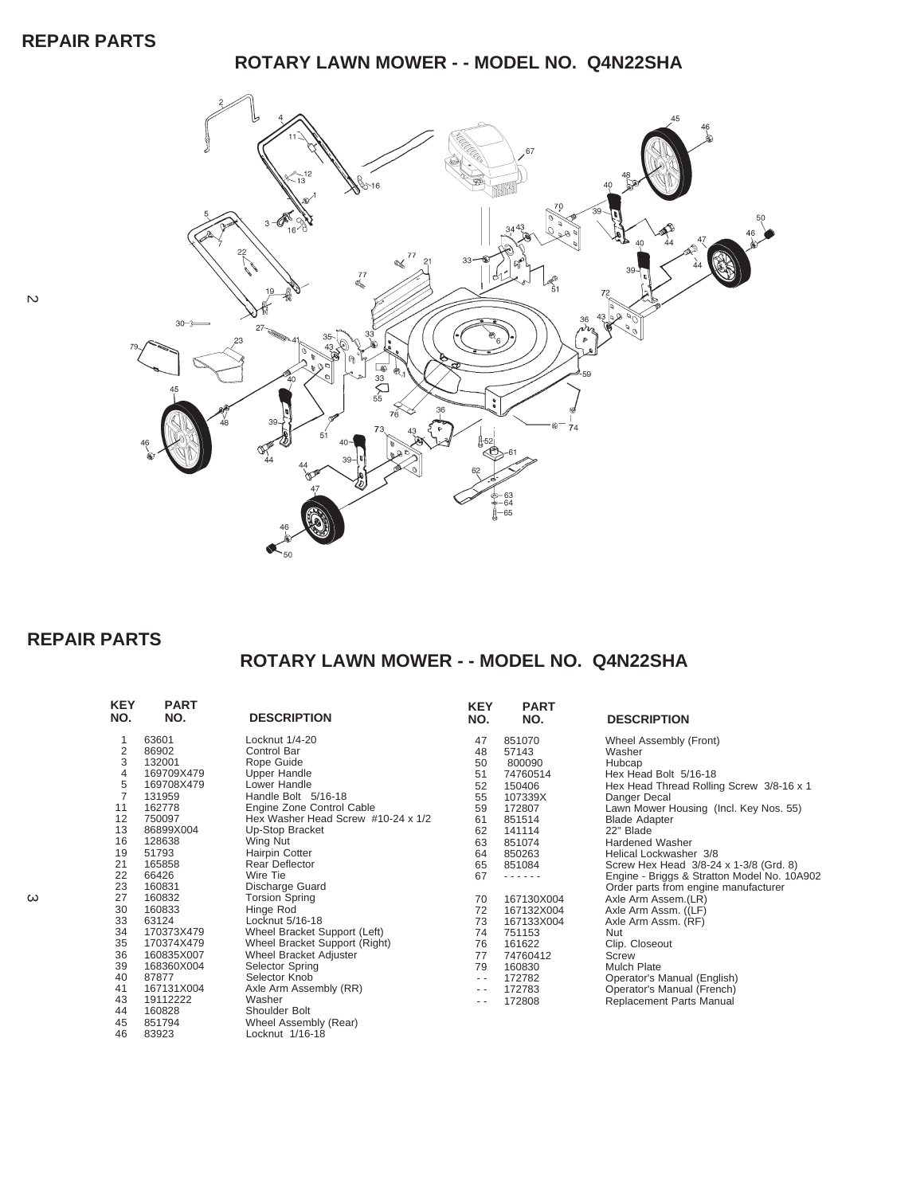## REPAIR PARTS

### ROTARY LAWN MOWER - - MODEL NO. Q4N22SHA

2
4
11
12
13
16
1
3
16
5
7
22
19
30
27
41
23
79
35
43
33
40
45
48
39
51
46
44
44
47
46
50
77
77
21
33
34
43
70
51
6
1
33
55
76
36
73
43
40
39
52
61
62
63
64
65
67
45
46
48
40
39
40
44
50
46
47
44
39
72
36
43
59
74

## REPAIR PARTS

### ROTARY LAWN MOWER - - MODEL NO. Q4N22SHA

| KEY NO. | PART NO. | DESCRIPTION |
|---|---|---|
| 1 | 63601 | Locknut 1/4-20 |
| 2 | 86902 | Control Bar |
| 3 | 132001 | Rope Guide |
| 4 | 169709X479 | Upper Handle |
| 5 | 169708X479 | Lower Handle |
| 7 | 131959 | Handle Bolt 5/16-18 |
| 11 | 162778 | Engine Zone Control Cable |
| 12 | 750097 | Hex Washer Head Screw #10-24 x 1/2 |
| 13 | 86899X004 | Up-Stop Bracket |
| 16 | 128638 | Wing Nut |
| 19 | 51793 | Hairpin Cotter |
| 21 | 165858 | Rear Deflector |
| 22 | 66426 | Wire Tie |
| 23 | 160831 | Discharge Guard |
| 27 | 160832 | Torsion Spring |
| 30 | 160833 | Hinge Rod |
| 33 | 63124 | Locknut 5/16-18 |
| 34 | 170373X479 | Wheel Bracket Support (Left) |
| 35 | 170374X479 | Wheel Bracket Support (Right) |
| 36 | 160835X007 | Wheel Bracket Adjuster |
| 39 | 168360X004 | Selector Spring |
| 40 | 87877 | Selector Knob |
| 41 | 167131X004 | Axle Arm Assembly (RR) |
| 43 | 19112222 | Washer |
| 44 | 160828 | Shoulder Bolt |
| 45 | 851794 | Wheel Assembly (Rear) |
| 46 | 83923 | Locknut 1/16-18 |
| 47 | 851070 | Wheel Assembly (Front) |
| 48 | 57143 | Washer |
| 50 | 800090 | Hubcap |
| 51 | 74760514 | Hex Head Bolt 5/16-18 |
| 52 | 150406 | Hex Head Thread Rolling Screw 3/8-16 x 1 |
| 55 | 107339X | Danger Decal |
| 59 | 172807 | Lawn Mower Housing (Incl. Key Nos. 55) |
| 61 | 851514 | Blade Adapter |
| 62 | 141114 | 22" Blade |
| 63 | 851074 | Hardened Washer |
| 64 | 850263 | Helical Lockwasher 3/8 |
| 65 | 851084 | Screw Hex Head 3/8-24 x 1-3/8 (Grd. 8) |
| 67 | - - - - - - | Engine - Briggs & Stratton Model No. 10A902 Order parts from engine manufacturer |
| 70 | 167130X004 | Axle Arm Assem.(LR) |
| 72 | 167132X004 | Axle Arm Assm. ((LF) |
| 73 | 167133X004 | Axle Arm Assm. (RF) |
| 74 | 751153 | Nut |
| 76 | 161622 | Clip. Closeout |
| 77 | 74760412 | Screw |
| 79 | 160830 | Mulch Plate |
| - - | 172782 | Operator's Manual (English) |
| - - | 172783 | Operator's Manual (French) |
| - - | 172808 | Replacement Parts Manual |